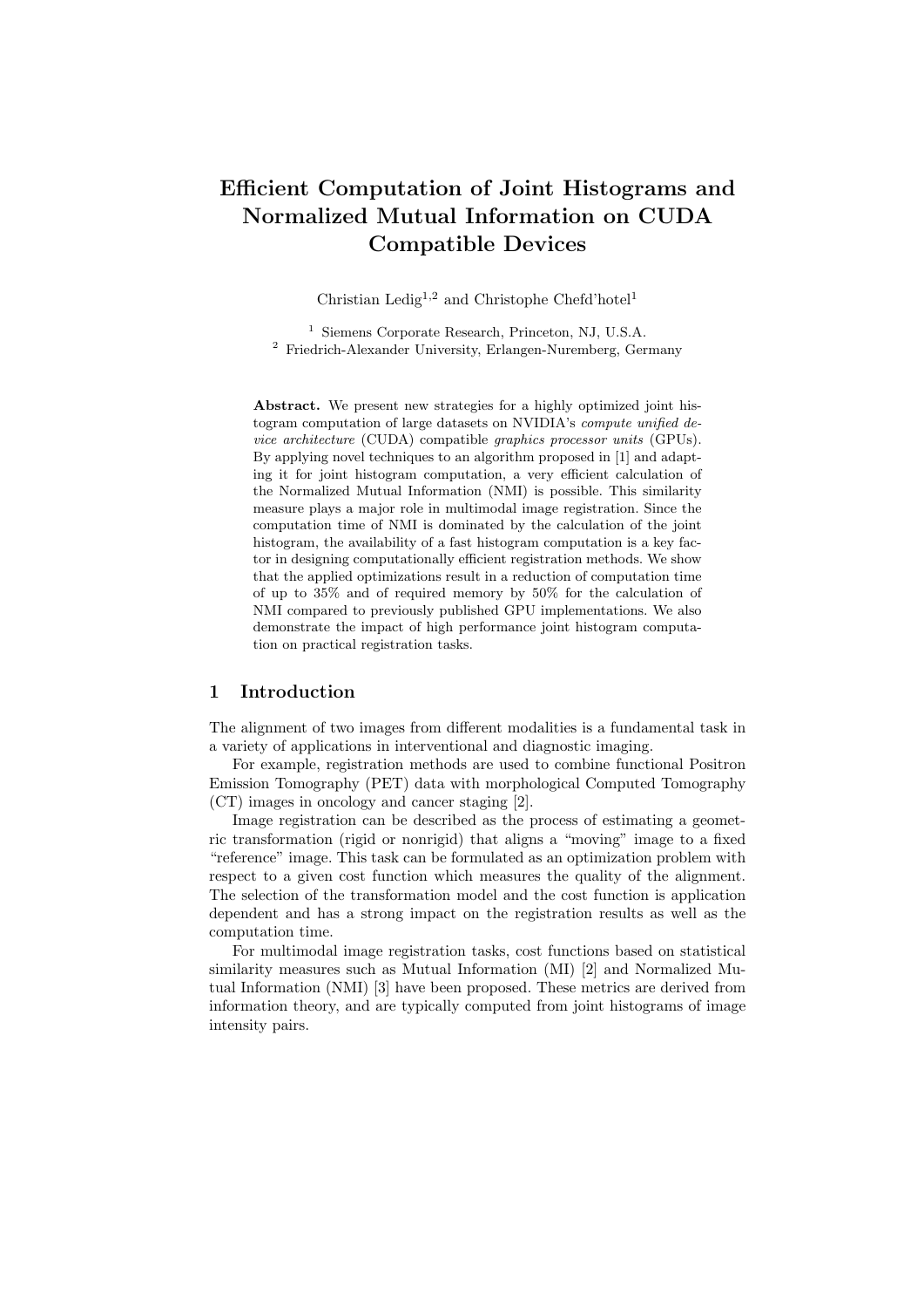# Efficient Computation of Joint Histograms and Normalized Mutual Information on CUDA Compatible Devices

Christian Ledig[1,2] and Christophe Chefd'hotel[1]

[1] Siemens Corporate Research, Princeton, NJ, U.S.A.
[2] Friedrich-Alexander University, Erlangen-Nuremberg, Germany

**Abstract.** We present new strategies for a highly optimized joint histogram computation of large datasets on NVIDIA's *compute unified device architecture* (CUDA) compatible *graphics processor units* (GPUs). By applying novel techniques to an algorithm proposed in [1] and adapting it for joint histogram computation, a very efficient calculation of the Normalized Mutual Information (NMI) is possible. This similarity measure plays a major role in multimodal image registration. Since the computation time of NMI is dominated by the calculation of the joint histogram, the availability of a fast histogram computation is a key factor in designing computationally efficient registration methods. We show that the applied optimizations result in a reduction of computation time of up to 35% and of required memory by 50% for the calculation of NMI compared to previously published GPU implementations. We also demonstrate the impact of high performance joint histogram computation on practical registration tasks.

## 1 Introduction

The alignment of two images from different modalities is a fundamental task in a variety of applications in interventional and diagnostic imaging.

For example, registration methods are used to combine functional Positron Emission Tomography (PET) data with morphological Computed Tomography (CT) images in oncology and cancer staging [2].

Image registration can be described as the process of estimating a geometric transformation (rigid or nonrigid) that aligns a "moving" image to a fixed "reference" image. This task can be formulated as an optimization problem with respect to a given cost function which measures the quality of the alignment. The selection of the transformation model and the cost function is application dependent and has a strong impact on the registration results as well as the computation time.

For multimodal image registration tasks, cost functions based on statistical similarity measures such as Mutual Information (MI) [2] and Normalized Mutual Information (NMI) [3] have been proposed. These metrics are derived from information theory, and are typically computed from joint histograms of image intensity pairs.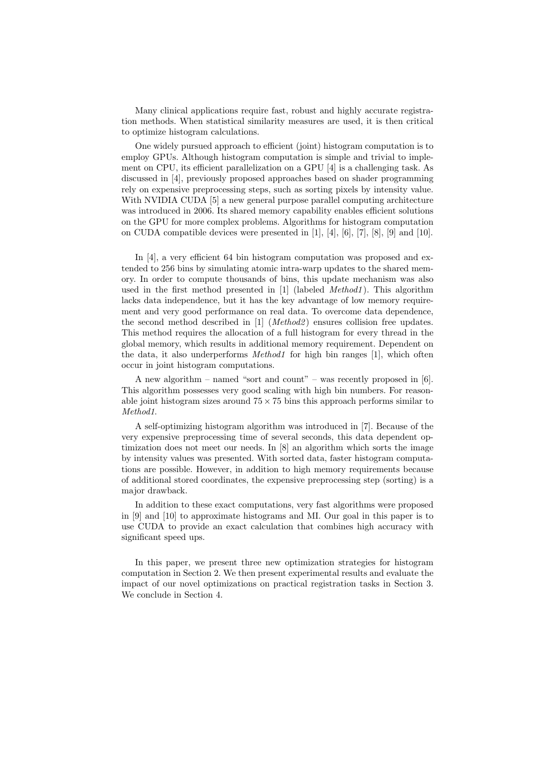Many clinical applications require fast, robust and highly accurate registration methods. When statistical similarity measures are used, it is then critical to optimize histogram calculations.

One widely pursued approach to efficient (joint) histogram computation is to employ GPUs. Although histogram computation is simple and trivial to implement on CPU, its efficient parallelization on a GPU [4] is a challenging task. As discussed in [4], previously proposed approaches based on shader programming rely on expensive preprocessing steps, such as sorting pixels by intensity value. With NVIDIA CUDA [5] a new general purpose parallel computing architecture was introduced in 2006. Its shared memory capability enables efficient solutions on the GPU for more complex problems. Algorithms for histogram computation on CUDA compatible devices were presented in [1], [4], [6], [7], [8], [9] and [10].

In [4], a very efficient 64 bin histogram computation was proposed and extended to 256 bins by simulating atomic intra-warp updates to the shared memory. In order to compute thousands of bins, this update mechanism was also used in the first method presented in [1] (labeled *Method1*). This algorithm lacks data independence, but it has the key advantage of low memory requirement and very good performance on real data. To overcome data dependence, the second method described in [1] (*Method2*) ensures collision free updates. This method requires the allocation of a full histogram for every thread in the global memory, which results in additional memory requirement. Dependent on the data, it also underperforms *Method1* for high bin ranges [1], which often occur in joint histogram computations.

A new algorithm – named "sort and count" – was recently proposed in [6]. This algorithm possesses very good scaling with high bin numbers. For reasonable joint histogram sizes around $75 \times 75$ bins this approach performs similar to *Method1*.

A self-optimizing histogram algorithm was introduced in [7]. Because of the very expensive preprocessing time of several seconds, this data dependent optimization does not meet our needs. In [8] an algorithm which sorts the image by intensity values was presented. With sorted data, faster histogram computations are possible. However, in addition to high memory requirements because of additional stored coordinates, the expensive preprocessing step (sorting) is a major drawback.

In addition to these exact computations, very fast algorithms were proposed in [9] and [10] to approximate histograms and MI. Our goal in this paper is to use CUDA to provide an exact calculation that combines high accuracy with significant speed ups.

In this paper, we present three new optimization strategies for histogram computation in Section 2. We then present experimental results and evaluate the impact of our novel optimizations on practical registration tasks in Section 3. We conclude in Section 4.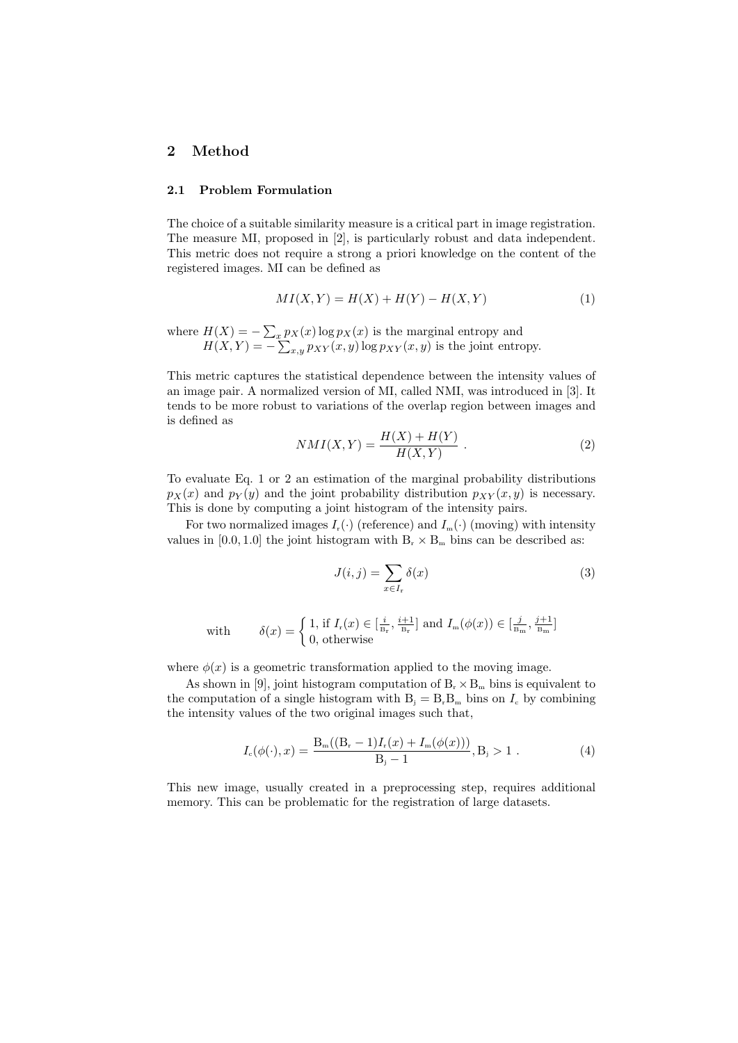## 2 Method

### 2.1 Problem Formulation

The choice of a suitable similarity measure is a critical part in image registration. The measure MI, proposed in [2], is particularly robust and data independent. This metric does not require a strong a priori knowledge on the content of the registered images. MI can be defined as

$$MI(X,Y) = H(X) + H(Y) - H(X,Y) \tag{1}$$

where $H(X) = -\sum_x p_X(x) \log p_X(x)$ is the marginal entropy and
$H(X,Y) = -\sum_{x,y} p_{XY}(x,y) \log p_{XY}(x,y)$ is the joint entropy.

This metric captures the statistical dependence between the intensity values of an image pair. A normalized version of MI, called NMI, was introduced in [3]. It tends to be more robust to variations of the overlap region between images and is defined as

$$NMI(X,Y) = \frac{H(X) + H(Y)}{H(X,Y)} \; . \tag{2}$$

To evaluate Eq. 1 or 2 an estimation of the marginal probability distributions $p_X(x)$ and $p_Y(y)$ and the joint probability distribution $p_{XY}(x,y)$ is necessary. This is done by computing a joint histogram of the intensity pairs.

For two normalized images $I_r(\cdot)$ (reference) and $I_m(\cdot)$ (moving) with intensity values in $[0.0, 1.0]$ the joint histogram with $B_r \times B_m$ bins can be described as:

$$J(i,j) = \sum_{x \in I_r} \delta(x) \tag{3}$$

$$\text{with} \qquad \delta(x) = \begin{cases} 1, \text{ if } I_r(x) \in [\frac{i}{B_r}, \frac{i+1}{B_r}] \text{ and } I_m(\phi(x)) \in [\frac{j}{B_m}, \frac{j+1}{B_m}] \\ 0, \text{ otherwise} \end{cases}$$

where $\phi(x)$ is a geometric transformation applied to the moving image.

As shown in [9], joint histogram computation of $B_r \times B_m$ bins is equivalent to the computation of a single histogram with $B_j = B_r B_m$ bins on $I_c$ by combining the intensity values of the two original images such that,

$$I_c(\phi(\cdot), x) = \frac{B_m((B_r - 1)I_r(x) + I_m(\phi(x)))}{B_j - 1}, B_j > 1 \; . \tag{4}$$

This new image, usually created in a preprocessing step, requires additional memory. This can be problematic for the registration of large datasets.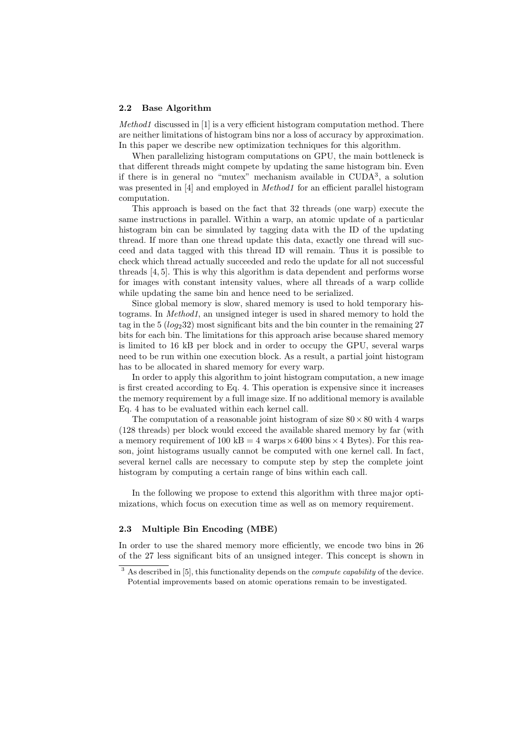### 2.2 Base Algorithm

*Method1* discussed in [1] is a very efficient histogram computation method. There are neither limitations of histogram bins nor a loss of accuracy by approximation. In this paper we describe new optimization techniques for this algorithm.

When parallelizing histogram computations on GPU, the main bottleneck is that different threads might compete by updating the same histogram bin. Even if there is in general no "mutex" mechanism available in CUDA[3], a solution was presented in [4] and employed in *Method1* for an efficient parallel histogram computation.

This approach is based on the fact that 32 threads (one warp) execute the same instructions in parallel. Within a warp, an atomic update of a particular histogram bin can be simulated by tagging data with the ID of the updating thread. If more than one thread update this data, exactly one thread will succeed and data tagged with this thread ID will remain. Thus it is possible to check which thread actually succeeded and redo the update for all not successful threads [4, 5]. This is why this algorithm is data dependent and performs worse for images with constant intensity values, where all threads of a warp collide while updating the same bin and hence need to be serialized.

Since global memory is slow, shared memory is used to hold temporary histograms. In *Method1*, an unsigned integer is used in shared memory to hold the tag in the 5 ($log_2 32$) most significant bits and the bin counter in the remaining 27 bits for each bin. The limitations for this approach arise because shared memory is limited to 16 kB per block and in order to occupy the GPU, several warps need to be run within one execution block. As a result, a partial joint histogram has to be allocated in shared memory for every warp.

In order to apply this algorithm to joint histogram computation, a new image is first created according to Eq. 4. This operation is expensive since it increases the memory requirement by a full image size. If no additional memory is available Eq. 4 has to be evaluated within each kernel call.

The computation of a reasonable joint histogram of size $80 \times 80$ with 4 warps (128 threads) per block would exceed the available shared memory by far (with a memory requirement of 100 kB $= 4$ warps $\times 6400$ bins $\times 4$ Bytes). For this reason, joint histograms usually cannot be computed with one kernel call. In fact, several kernel calls are necessary to compute step by step the complete joint histogram by computing a certain range of bins within each call.

In the following we propose to extend this algorithm with three major optimizations, which focus on execution time as well as on memory requirement.

### 2.3 Multiple Bin Encoding (MBE)

In order to use the shared memory more efficiently, we encode two bins in 26 of the 27 less significant bits of an unsigned integer. This concept is shown in

[3] As described in [5], this functionality depends on the *compute capability* of the device. Potential improvements based on atomic operations remain to be investigated.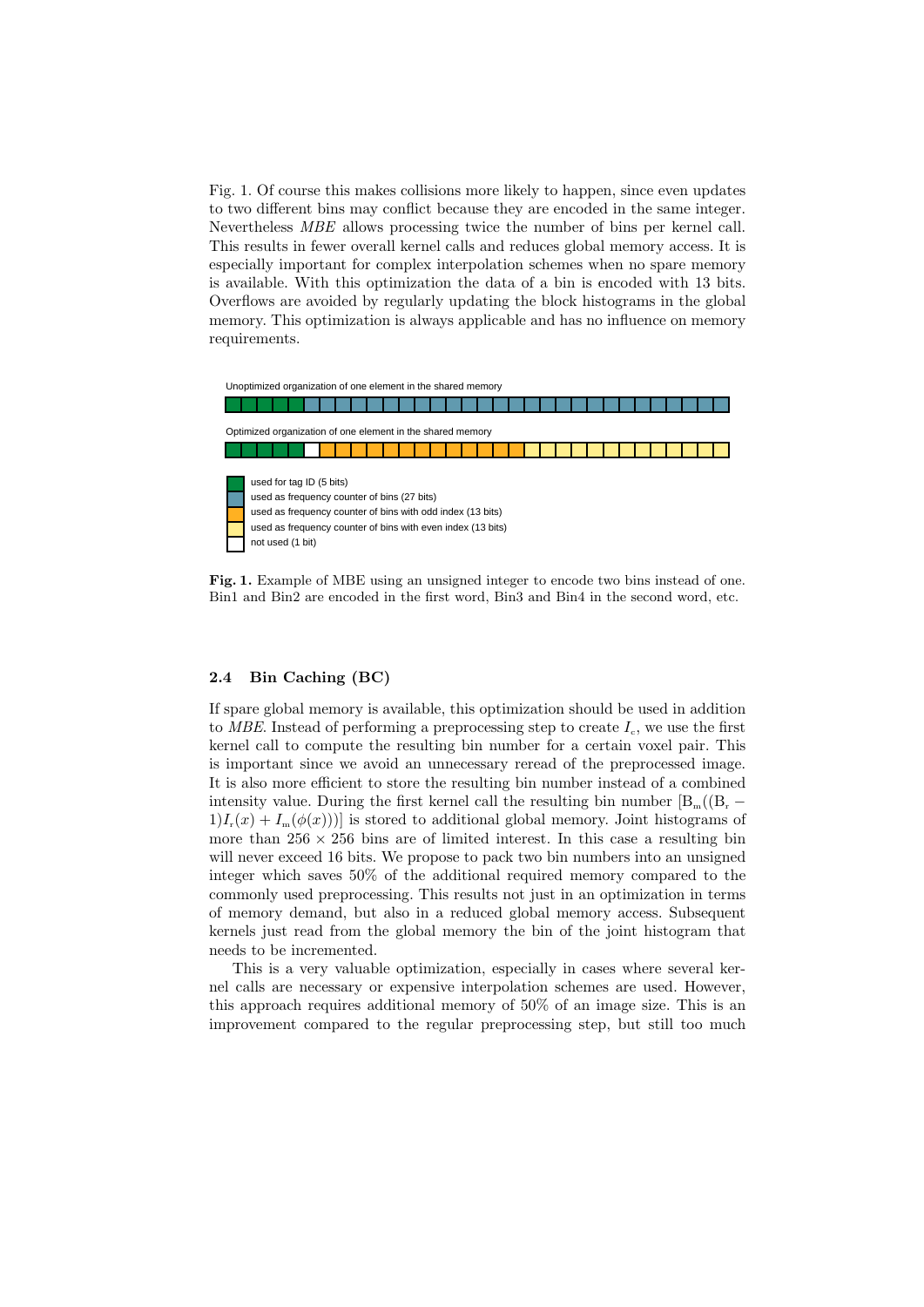Fig. 1. Of course this makes collisions more likely to happen, since even updates to two different bins may conflict because they are encoded in the same integer. Nevertheless *MBE* allows processing twice the number of bins per kernel call. This results in fewer overall kernel calls and reduces global memory access. It is especially important for complex interpolation schemes when no spare memory is available. With this optimization the data of a bin is encoded with 13 bits. Overflows are avoided by regularly updating the block histograms in the global memory. This optimization is always applicable and has no influence on memory requirements.

Unoptimized organization of one element in the shared memory

Optimized organization of one element in the shared memory

- used for tag ID (5 bits)
- used as frequency counter of bins (27 bits)
- used as frequency counter of bins with odd index (13 bits)
- used as frequency counter of bins with even index (13 bits)
- not used (1 bit)

**Fig. 1.** Example of MBE using an unsigned integer to encode two bins instead of one. Bin1 and Bin2 are encoded in the first word, Bin3 and Bin4 in the second word, etc.

### 2.4 Bin Caching (BC)

If spare global memory is available, this optimization should be used in addition to *MBE*. Instead of performing a preprocessing step to create $I_c$, we use the first kernel call to compute the resulting bin number for a certain voxel pair. This is important since we avoid an unnecessary reread of the preprocessed image. It is also more efficient to store the resulting bin number instead of a combined intensity value. During the first kernel call the resulting bin number $[B_m((B_r - 1)I_r(x) + I_m(\phi(x)))]$ is stored to additional global memory. Joint histograms of more than $256 \times 256$ bins are of limited interest. In this case a resulting bin will never exceed 16 bits. We propose to pack two bin numbers into an unsigned integer which saves 50% of the additional required memory compared to the commonly used preprocessing. This results not just in an optimization in terms of memory demand, but also in a reduced global memory access. Subsequent kernels just read from the global memory the bin of the joint histogram that needs to be incremented.

This is a very valuable optimization, especially in cases where several kernel calls are necessary or expensive interpolation schemes are used. However, this approach requires additional memory of 50% of an image size. This is an improvement compared to the regular preprocessing step, but still too much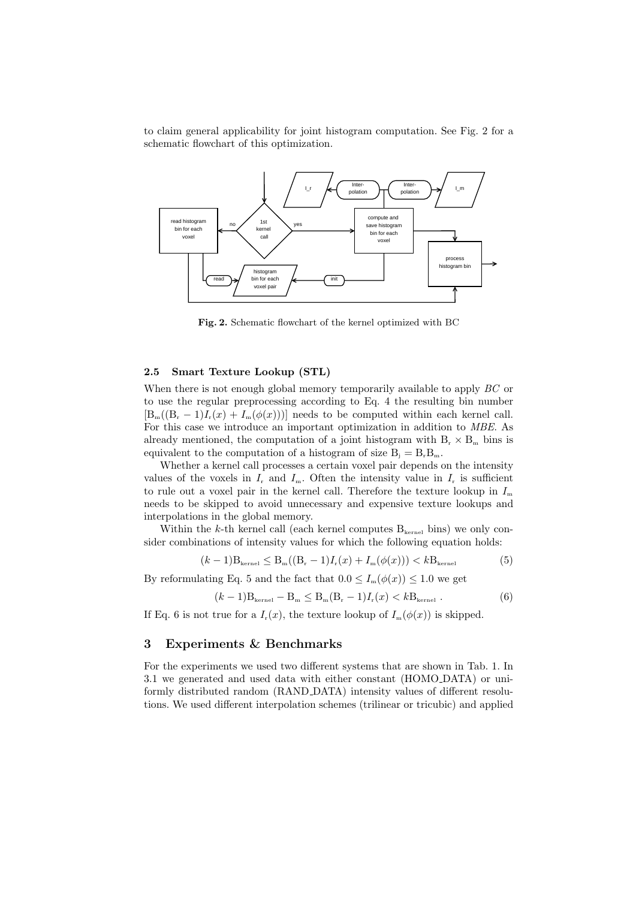to claim general applicability for joint histogram computation. See Fig. 2 for a schematic flowchart of this optimization.

**Fig. 2.** Schematic flowchart of the kernel optimized with BC

### 2.5 Smart Texture Lookup (STL)

When there is not enough global memory temporarily available to apply *BC* or to use the regular preprocessing according to Eq. 4 the resulting bin number $[\mathrm{B_m}((\mathrm{B_r}-1)I_\mathrm{r}(x)+I_\mathrm{m}(\phi(x)))]$ needs to be computed within each kernel call. For this case we introduce an important optimization in addition to *MBE*. As already mentioned, the computation of a joint histogram with $\mathrm{B_r} \times \mathrm{B_m}$ bins is equivalent to the computation of a histogram of size $\mathrm{B_j} = \mathrm{B_r}\mathrm{B_m}$.

Whether a kernel call processes a certain voxel pair depends on the intensity values of the voxels in $I_\mathrm{r}$ and $I_\mathrm{m}$. Often the intensity value in $I_\mathrm{r}$ is sufficient to rule out a voxel pair in the kernel call. Therefore the texture lookup in $I_\mathrm{m}$ needs to be skipped to avoid unnecessary and expensive texture lookups and interpolations in the global memory.

Within the $k$-th kernel call (each kernel computes $\mathrm{B_{kernel}}$ bins) we only consider combinations of intensity values for which the following equation holds:

$$(k-1)\mathrm{B_{kernel}} \leq \mathrm{B_m}((\mathrm{B_r}-1)I_\mathrm{r}(x)+I_\mathrm{m}(\phi(x))) < k\mathrm{B_{kernel}} \tag{5}$$

By reformulating Eq. 5 and the fact that $0.0 \leq I_\mathrm{m}(\phi(x)) \leq 1.0$ we get

$$(k-1)\mathrm{B_{kernel}} - \mathrm{B_m} \leq \mathrm{B_m}(\mathrm{B_r}-1)I_\mathrm{r}(x) < k\mathrm{B_{kernel}} \; . \tag{6}$$

If Eq. 6 is not true for a $I_\mathrm{r}(x)$, the texture lookup of $I_\mathrm{m}(\phi(x))$ is skipped.

## 3 Experiments & Benchmarks

For the experiments we used two different systems that are shown in Tab. 1. In 3.1 we generated and used data with either constant (HOMO_DATA) or uniformly distributed random (RAND_DATA) intensity values of different resolutions. We used different interpolation schemes (trilinear or tricubic) and applied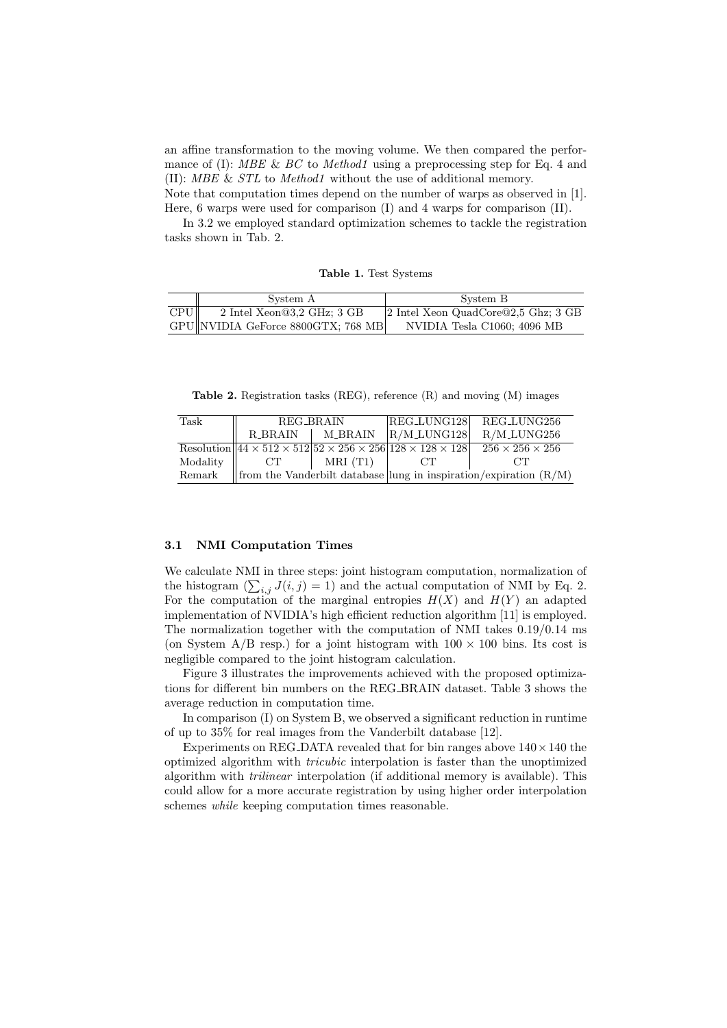an affine transformation to the moving volume. We then compared the performance of (I): *MBE* & *BC* to *Method1* using a preprocessing step for Eq. 4 and (II): *MBE* & *STL* to *Method1* without the use of additional memory.
Note that computation times depend on the number of warps as observed in [1]. Here, 6 warps were used for comparison (I) and 4 warps for comparison (II).

In 3.2 we employed standard optimization schemes to tackle the registration tasks shown in Tab. 2.

**Table 1.** Test Systems

| | System A | System B |
|---|---|---|
| CPU | 2 Intel Xeon@3,2 GHz; 3 GB | 2 Intel Xeon QuadCore@2,5 Ghz; 3 GB |
| GPU | NVIDIA GeForce 8800GTX; 768 MB | NVIDIA Tesla C1060; 4096 MB |

**Table 2.** Registration tasks (REG), reference (R) and moving (M) images

| Task | REG_BRAIN | | REG_LUNG128 | REG_LUNG256 |
|---|---|---|---|---|
| | R_BRAIN | M_BRAIN | R/M_LUNG128 | R/M_LUNG256 |
| Resolution | $44 \times 512 \times 512$ | $52 \times 256 \times 256$ | $128 \times 128 \times 128$ | $256 \times 256 \times 256$ |
| Modality | CT | MRI (T1) | CT | CT |
| Remark | from the Vanderbilt database | | lung in inspiration/expiration (R/M) | |

### 3.1 NMI Computation Times

We calculate NMI in three steps: joint histogram computation, normalization of the histogram ($\sum_{i,j} J(i,j) = 1$) and the actual computation of NMI by Eq. 2. For the computation of the marginal entropies $H(X)$ and $H(Y)$ an adapted implementation of NVIDIA's high efficient reduction algorithm [11] is employed. The normalization together with the computation of NMI takes 0.19/0.14 ms (on System A/B resp.) for a joint histogram with $100 \times 100$ bins. Its cost is negligible compared to the joint histogram calculation.

Figure 3 illustrates the improvements achieved with the proposed optimizations for different bin numbers on the REG_BRAIN dataset. Table 3 shows the average reduction in computation time.

In comparison (I) on System B, we observed a significant reduction in runtime of up to 35% for real images from the Vanderbilt database [12].

Experiments on REG_DATA revealed that for bin ranges above $140 \times 140$ the optimized algorithm with *tricubic* interpolation is faster than the unoptimized algorithm with *trilinear* interpolation (if additional memory is available). This could allow for a more accurate registration by using higher order interpolation schemes *while* keeping computation times reasonable.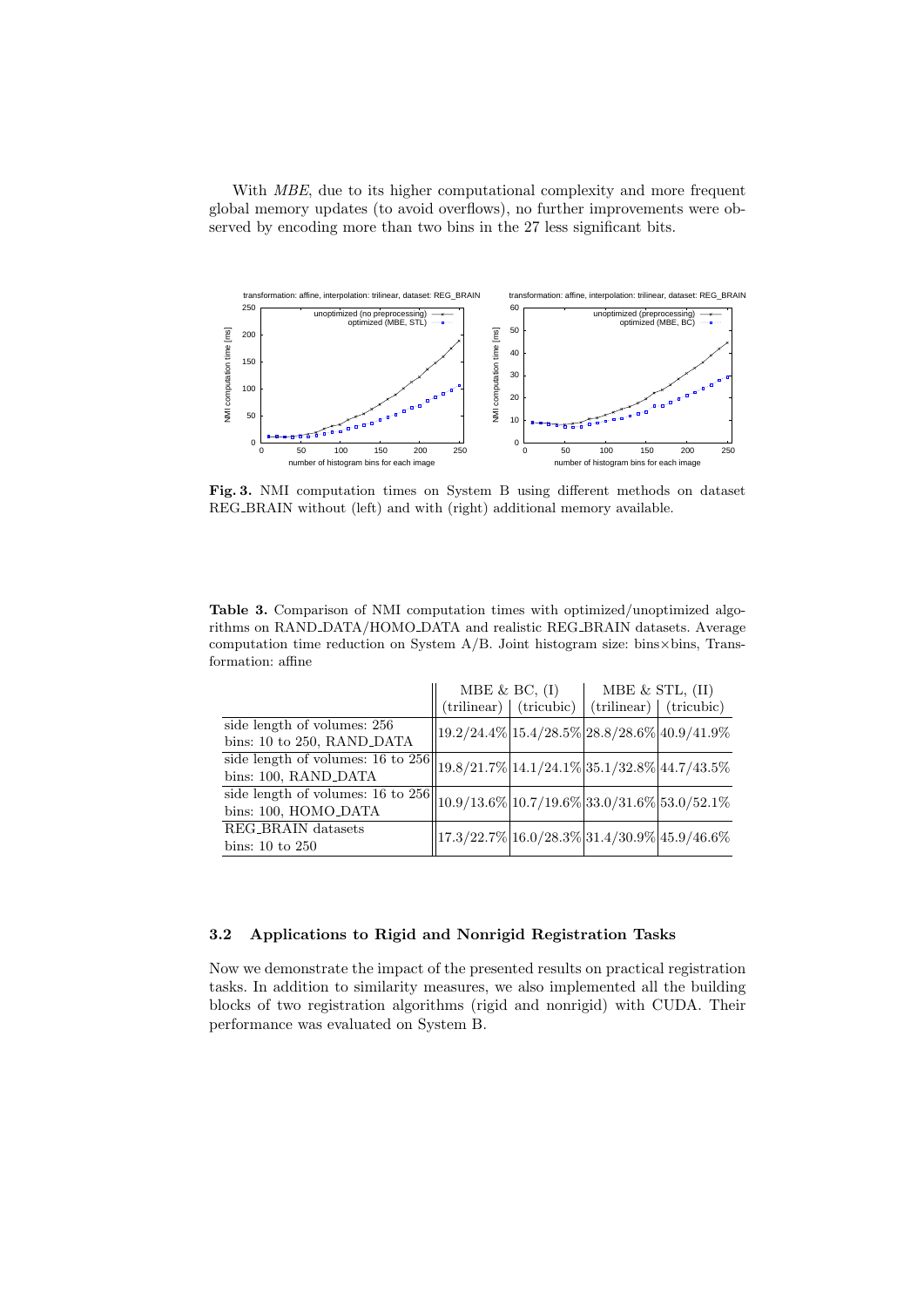With *MBE*, due to its higher computational complexity and more frequent global memory updates (to avoid overflows), no further improvements were observed by encoding more than two bins in the 27 less significant bits.

**Fig. 3.** NMI computation times on System B using different methods on dataset REG_BRAIN without (left) and with (right) additional memory available.

**Table 3.** Comparison of NMI computation times with optimized/unoptimized algorithms on RAND_DATA/HOMO_DATA and realistic REG_BRAIN datasets. Average computation time reduction on System A/B. Joint histogram size: bins×bins, Transformation: affine

| | MBE & BC, (I) | | MBE & STL, (II) | |
|---|---|---|---|---|
| | (trilinear) | (tricubic) | (trilinear) | (tricubic) |
| side length of volumes: 256<br>bins: 10 to 250, RAND_DATA | 19.2/24.4% | 15.4/28.5% | 28.8/28.6% | 40.9/41.9% |
| side length of volumes: 16 to 256<br>bins: 100, RAND_DATA | 19.8/21.7% | 14.1/24.1% | 35.1/32.8% | 44.7/43.5% |
| side length of volumes: 16 to 256<br>bins: 100, HOMO_DATA | 10.9/13.6% | 10.7/19.6% | 33.0/31.6% | 53.0/52.1% |
| REG_BRAIN datasets<br>bins: 10 to 250 | 17.3/22.7% | 16.0/28.3% | 31.4/30.9% | 45.9/46.6% |

### 3.2 Applications to Rigid and Nonrigid Registration Tasks

Now we demonstrate the impact of the presented results on practical registration tasks. In addition to similarity measures, we also implemented all the building blocks of two registration algorithms (rigid and nonrigid) with CUDA. Their performance was evaluated on System B.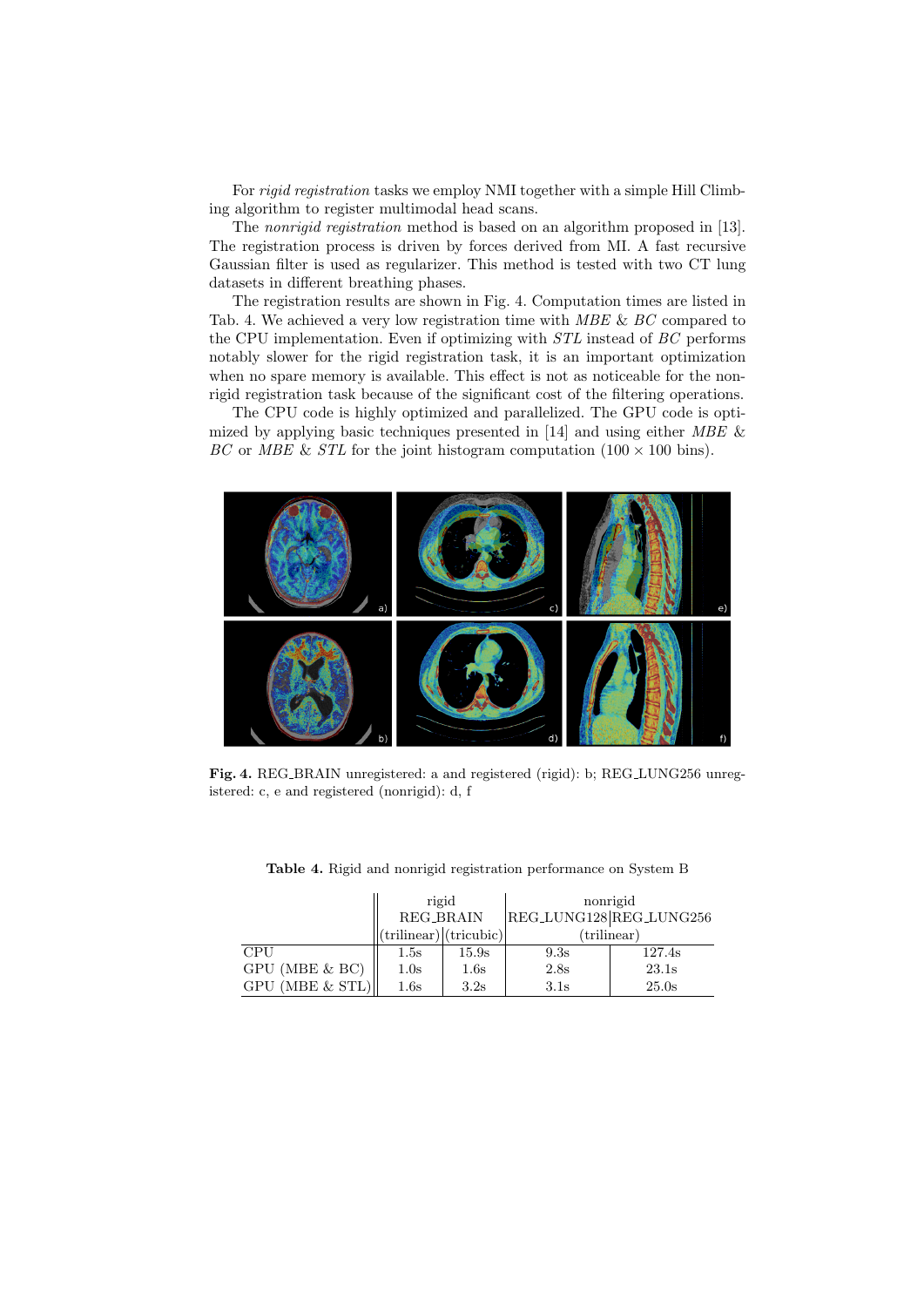For *rigid registration* tasks we employ NMI together with a simple Hill Climbing algorithm to register multimodal head scans.

The *nonrigid registration* method is based on an algorithm proposed in [13]. The registration process is driven by forces derived from MI. A fast recursive Gaussian filter is used as regularizer. This method is tested with two CT lung datasets in different breathing phases.

The registration results are shown in Fig. 4. Computation times are listed in Tab. 4. We achieved a very low registration time with *MBE* & *BC* compared to the CPU implementation. Even if optimizing with *STL* instead of *BC* performs notably slower for the rigid registration task, it is an important optimization when no spare memory is available. This effect is not as noticeable for the nonrigid registration task because of the significant cost of the filtering operations.

The CPU code is highly optimized and parallelized. The GPU code is optimized by applying basic techniques presented in [14] and using either *MBE* & *BC* or *MBE* & *STL* for the joint histogram computation ($100 \times 100$ bins).

**Fig. 4.** REG_BRAIN unregistered: a and registered (rigid): b; REG_LUNG256 unregistered: c, e and registered (nonrigid): d, f

**Table 4.** Rigid and nonrigid registration performance on System B

| | rigid | | nonrigid | |
|---|---|---|---|---|
| | REG_BRAIN | | REG_LUNG128 | REG_LUNG256 |
| | (trilinear) | (tricubic) | (trilinear) | |
| CPU | 1.5s | 15.9s | 9.3s | 127.4s |
| GPU (MBE & BC) | 1.0s | 1.6s | 2.8s | 23.1s |
| GPU (MBE & STL) | 1.6s | 3.2s | 3.1s | 25.0s |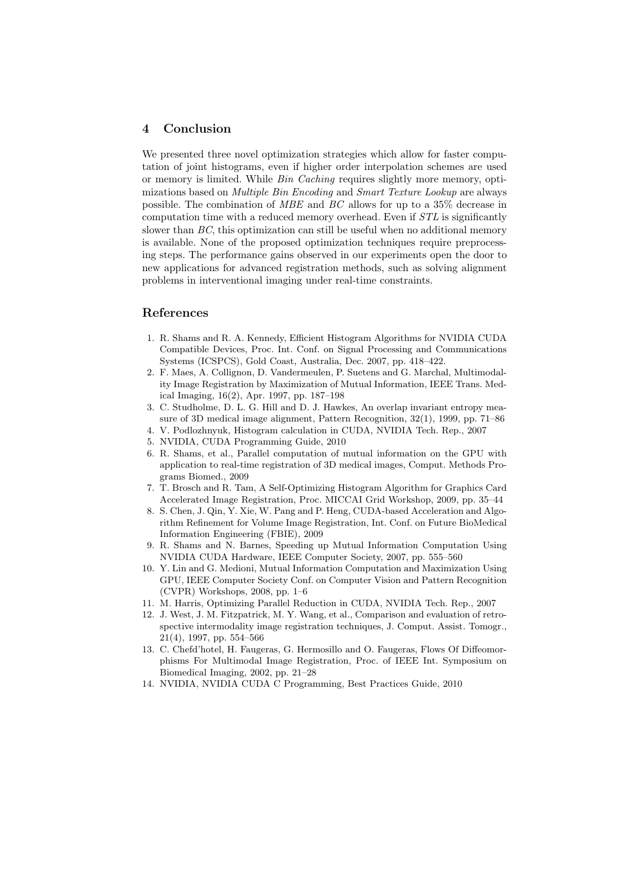## 4 Conclusion

We presented three novel optimization strategies which allow for faster computation of joint histograms, even if higher order interpolation schemes are used or memory is limited. While *Bin Caching* requires slightly more memory, optimizations based on *Multiple Bin Encoding* and *Smart Texture Lookup* are always possible. The combination of *MBE* and *BC* allows for up to a 35% decrease in computation time with a reduced memory overhead. Even if *STL* is significantly slower than *BC*, this optimization can still be useful when no additional memory is available. None of the proposed optimization techniques require preprocessing steps. The performance gains observed in our experiments open the door to new applications for advanced registration methods, such as solving alignment problems in interventional imaging under real-time constraints.

## References

1. R. Shams and R. A. Kennedy, Efficient Histogram Algorithms for NVIDIA CUDA Compatible Devices, Proc. Int. Conf. on Signal Processing and Communications Systems (ICSPCS), Gold Coast, Australia, Dec. 2007, pp. 418–422.
2. F. Maes, A. Collignon, D. Vandermeulen, P. Suetens and G. Marchal, Multimodality Image Registration by Maximization of Mutual Information, IEEE Trans. Medical Imaging, 16(2), Apr. 1997, pp. 187–198
3. C. Studholme, D. L. G. Hill and D. J. Hawkes, An overlap invariant entropy measure of 3D medical image alignment, Pattern Recognition, 32(1), 1999, pp. 71–86
4. V. Podlozhnyuk, Histogram calculation in CUDA, NVIDIA Tech. Rep., 2007
5. NVIDIA, CUDA Programming Guide, 2010
6. R. Shams, et al., Parallel computation of mutual information on the GPU with application to real-time registration of 3D medical images, Comput. Methods Programs Biomed., 2009
7. T. Brosch and R. Tam, A Self-Optimizing Histogram Algorithm for Graphics Card Accelerated Image Registration, Proc. MICCAI Grid Workshop, 2009, pp. 35–44
8. S. Chen, J. Qin, Y. Xie, W. Pang and P. Heng, CUDA-based Acceleration and Algorithm Refinement for Volume Image Registration, Int. Conf. on Future BioMedical Information Engineering (FBIE), 2009
9. R. Shams and N. Barnes, Speeding up Mutual Information Computation Using NVIDIA CUDA Hardware, IEEE Computer Society, 2007, pp. 555–560
10. Y. Lin and G. Medioni, Mutual Information Computation and Maximization Using GPU, IEEE Computer Society Conf. on Computer Vision and Pattern Recognition (CVPR) Workshops, 2008, pp. 1–6
11. M. Harris, Optimizing Parallel Reduction in CUDA, NVIDIA Tech. Rep., 2007
12. J. West, J. M. Fitzpatrick, M. Y. Wang, et al., Comparison and evaluation of retrospective intermodality image registration techniques, J. Comput. Assist. Tomogr., 21(4), 1997, pp. 554–566
13. C. Chefd'hotel, H. Faugeras, G. Hermosillo and O. Faugeras, Flows Of Diffeomorphisms For Multimodal Image Registration, Proc. of IEEE Int. Symposium on Biomedical Imaging, 2002, pp. 21–28
14. NVIDIA, NVIDIA CUDA C Programming, Best Practices Guide, 2010